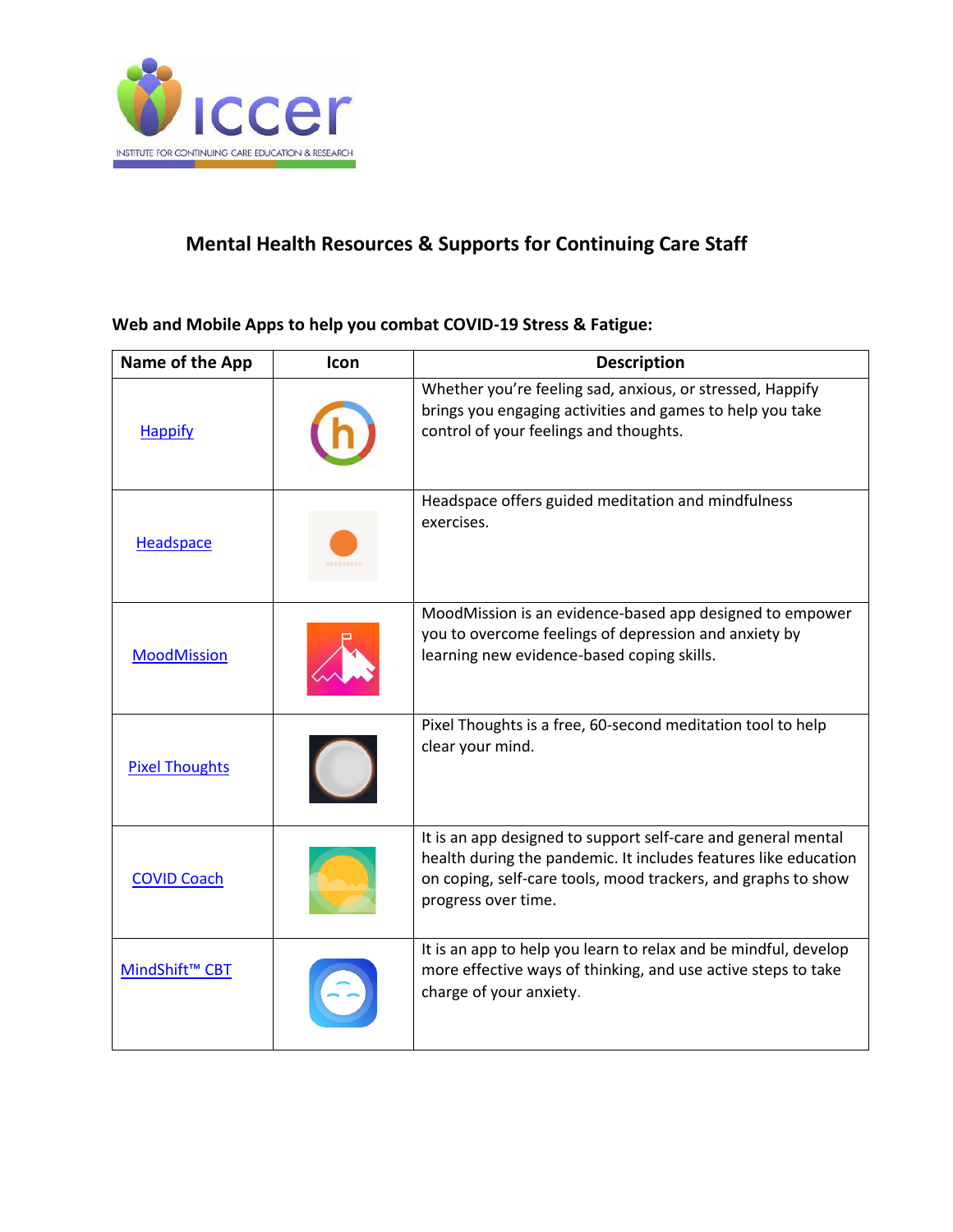# Mental Health Resources & Supports for Continuing Care Staff

**Web and Mobile Apps to help you combat COVID-19 Stress & Fatigue:**

| Name of the App | Icon | Description |
|---|---|---|
| Happify | | Whether you're feeling sad, anxious, or stressed, Happify brings you engaging activities and games to help you take control of your feelings and thoughts. |
| Headspace | | Headspace offers guided meditation and mindfulness exercises. |
| MoodMission | | MoodMission is an evidence-based app designed to empower you to overcome feelings of depression and anxiety by learning new evidence-based coping skills. |
| Pixel Thoughts | | Pixel Thoughts is a free, 60-second meditation tool to help clear your mind. |
| COVID Coach | | It is an app designed to support self-care and general mental health during the pandemic. It includes features like education on coping, self-care tools, mood trackers, and graphs to show progress over time. |
| MindShift™ CBT | | It is an app to help you learn to relax and be mindful, develop more effective ways of thinking, and use active steps to take charge of your anxiety. |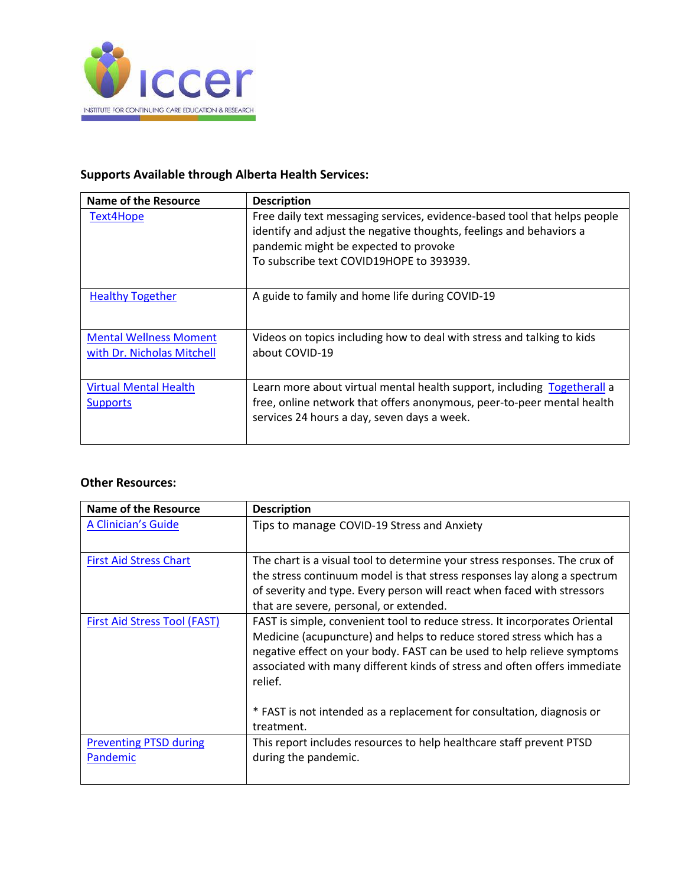**Supports Available through Alberta Health Services:**

| Name of the Resource | Description |
|---|---|
| Text4Hope | Free daily text messaging services, evidence-based tool that helps people identify and adjust the negative thoughts, feelings and behaviors a pandemic might be expected to provoke<br>To subscribe text COVID19HOPE to 393939. |
| Healthy Together | A guide to family and home life during COVID-19 |
| Mental Wellness Moment with Dr. Nicholas Mitchell | Videos on topics including how to deal with stress and talking to kids about COVID-19 |
| Virtual Mental Health Supports | Learn more about virtual mental health support, including Togetherall a free, online network that offers anonymous, peer-to-peer mental health services 24 hours a day, seven days a week. |

**Other Resources:**

| Name of the Resource | Description |
|---|---|
| A Clinician's Guide | Tips to manage COVID-19 Stress and Anxiety |
| First Aid Stress Chart | The chart is a visual tool to determine your stress responses. The crux of the stress continuum model is that stress responses lay along a spectrum of severity and type. Every person will react when faced with stressors that are severe, personal, or extended. |
| First Aid Stress Tool (FAST) | FAST is simple, convenient tool to reduce stress. It incorporates Oriental Medicine (acupuncture) and helps to reduce stored stress which has a negative effect on your body. FAST can be used to help relieve symptoms associated with many different kinds of stress and often offers immediate relief.<br><br>* FAST is not intended as a replacement for consultation, diagnosis or treatment. |
| Preventing PTSD during Pandemic | This report includes resources to help healthcare staff prevent PTSD during the pandemic. |